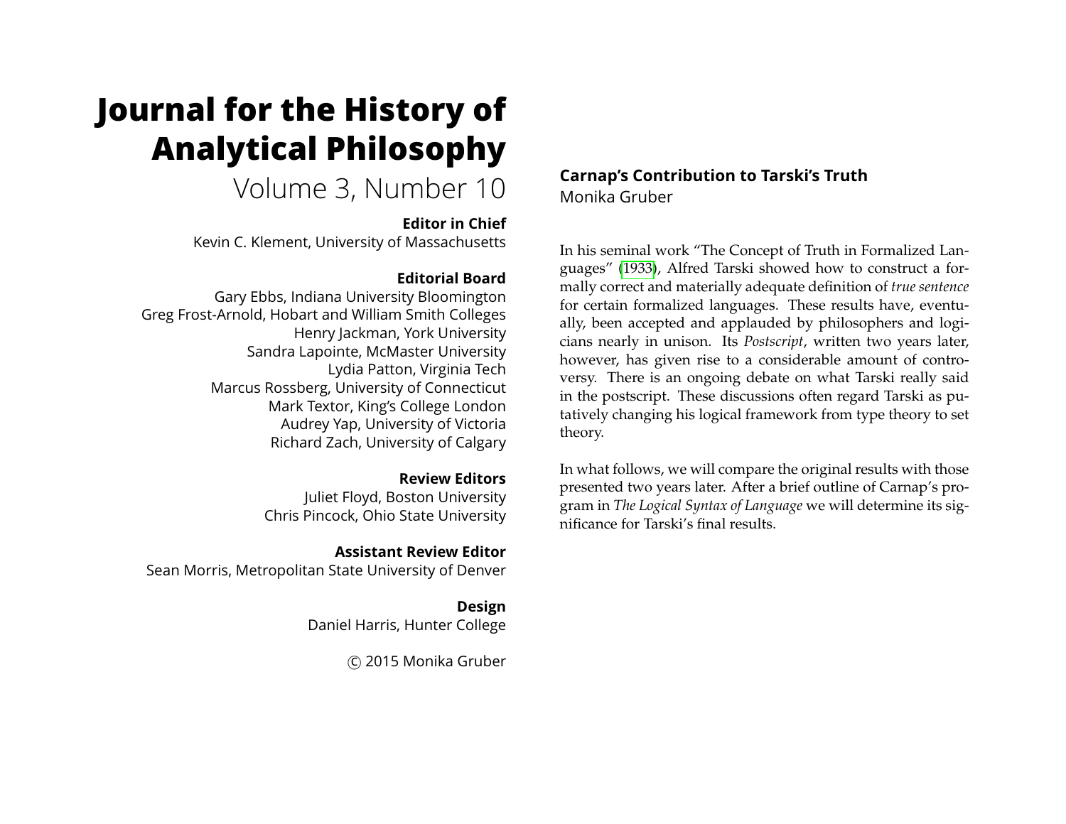# Journal for the History of Analytical Philosophy

Volume 3, Number 10

**Editor in Chief**
Kevin C. Klement, University of Massachusetts

**Editorial Board**
Gary Ebbs, Indiana University Bloomington
Greg Frost-Arnold, Hobart and William Smith Colleges
Henry Jackman, York University
Sandra Lapointe, McMaster University
Lydia Patton, Virginia Tech
Marcus Rossberg, University of Connecticut
Mark Textor, King's College London
Audrey Yap, University of Victoria
Richard Zach, University of Calgary

**Review Editors**
Juliet Floyd, Boston University
Chris Pincock, Ohio State University

**Assistant Review Editor**
Sean Morris, Metropolitan State University of Denver

**Design**
Daniel Harris, Hunter College

© 2015 Monika Gruber

## Carnap's Contribution to Tarski's Truth

Monika Gruber

In his seminal work "The Concept of Truth in Formalized Languages" (1933), Alfred Tarski showed how to construct a formally correct and materially adequate definition of *true sentence* for certain formalized languages. These results have, eventually, been accepted and applauded by philosophers and logicians nearly in unison. Its *Postscript*, written two years later, however, has given rise to a considerable amount of controversy. There is an ongoing debate on what Tarski really said in the postscript. These discussions often regard Tarski as putatively changing his logical framework from type theory to set theory.

In what follows, we will compare the original results with those presented two years later. After a brief outline of Carnap's program in *The Logical Syntax of Language* we will determine its significance for Tarski's final results.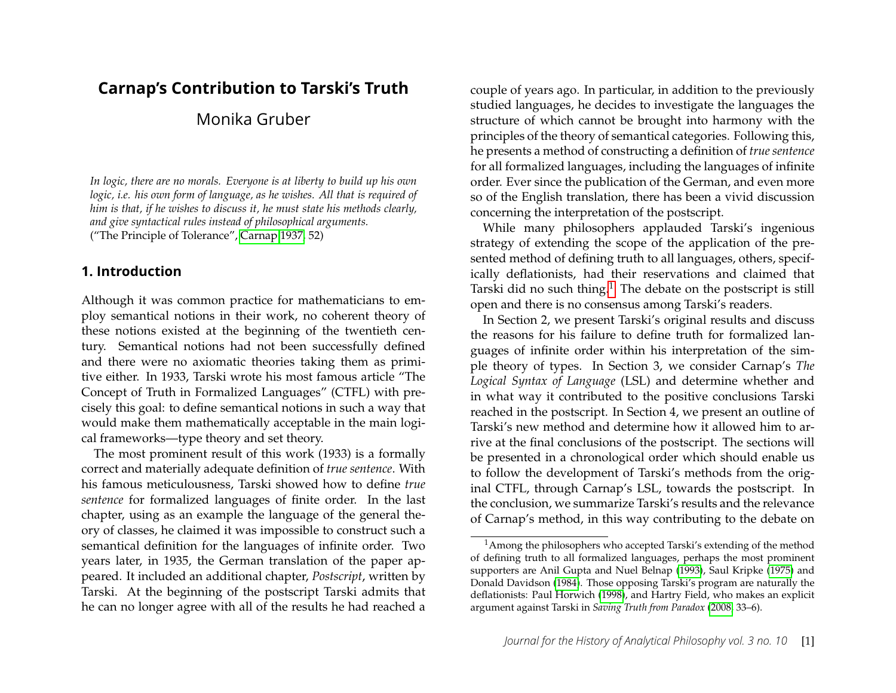# Carnap's Contribution to Tarski's Truth

Monika Gruber

*In logic, there are no morals. Everyone is at liberty to build up his own logic, i.e. his own form of language, as he wishes. All that is required of him is that, if he wishes to discuss it, he must state his methods clearly, and give syntactical rules instead of philosophical arguments.*
("The Principle of Tolerance", Carnap 1937, 52)

## 1. Introduction

Although it was common practice for mathematicians to employ semantical notions in their work, no coherent theory of these notions existed at the beginning of the twentieth century. Semantical notions had not been successfully defined and there were no axiomatic theories taking them as primitive either. In 1933, Tarski wrote his most famous article "The Concept of Truth in Formalized Languages" (CTFL) with precisely this goal: to define semantical notions in such a way that would make them mathematically acceptable in the main logical frameworks—type theory and set theory.

The most prominent result of this work (1933) is a formally correct and materially adequate definition of *true sentence*. With his famous meticulousness, Tarski showed how to define *true sentence* for formalized languages of finite order. In the last chapter, using as an example the language of the general theory of classes, he claimed it was impossible to construct such a semantical definition for the languages of infinite order. Two years later, in 1935, the German translation of the paper appeared. It included an additional chapter, *Postscript*, written by Tarski. At the beginning of the postscript Tarski admits that he can no longer agree with all of the results he had reached a couple of years ago. In particular, in addition to the previously studied languages, he decides to investigate the languages the structure of which cannot be brought into harmony with the principles of the theory of semantical categories. Following this, he presents a method of constructing a definition of *true sentence* for all formalized languages, including the languages of infinite order. Ever since the publication of the German, and even more so of the English translation, there has been a vivid discussion concerning the interpretation of the postscript.

While many philosophers applauded Tarski's ingenious strategy of extending the scope of the application of the presented method of defining truth to all languages, others, specifically deflationists, had their reservations and claimed that Tarski did no such thing.[1] The debate on the postscript is still open and there is no consensus among Tarski's readers.

In Section 2, we present Tarski's original results and discuss the reasons for his failure to define truth for formalized languages of infinite order within his interpretation of the simple theory of types. In Section 3, we consider Carnap's *The Logical Syntax of Language* (LSL) and determine whether and in what way it contributed to the positive conclusions Tarski reached in the postscript. In Section 4, we present an outline of Tarski's new method and determine how it allowed him to arrive at the final conclusions of the postscript. The sections will be presented in a chronological order which should enable us to follow the development of Tarski's methods from the original CTFL, through Carnap's LSL, towards the postscript. In the conclusion, we summarize Tarski's results and the relevance of Carnap's method, in this way contributing to the debate on

[1] Among the philosophers who accepted Tarski's extending of the method of defining truth to all formalized languages, perhaps the most prominent supporters are Anil Gupta and Nuel Belnap (1993), Saul Kripke (1975) and Donald Davidson (1984). Those opposing Tarski's program are naturally the deflationists: Paul Horwich (1998), and Hartry Field, who makes an explicit argument against Tarski in *Saving Truth from Paradox* (2008, 33–6).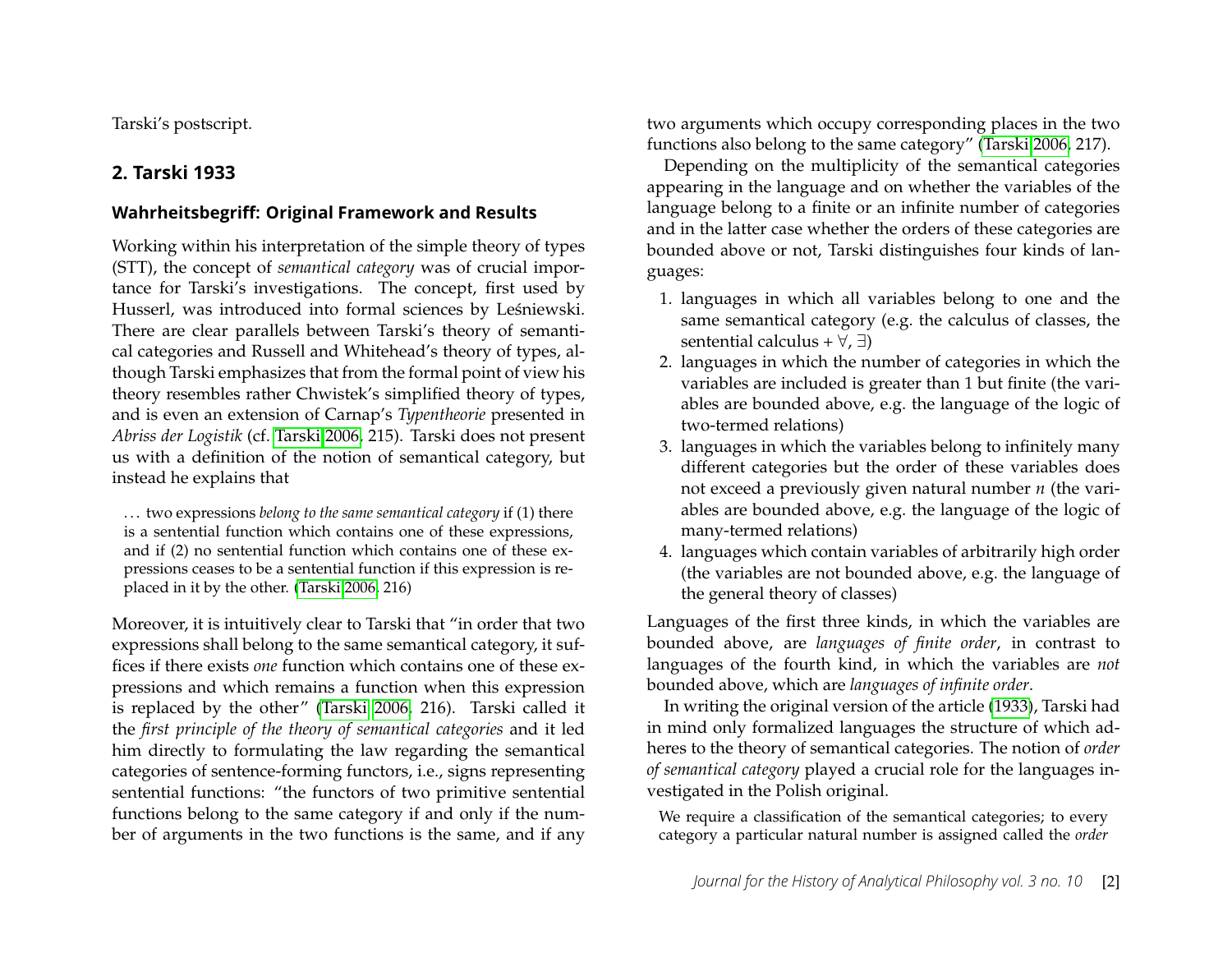Tarski's postscript.

## 2. Tarski 1933

### Wahrheitsbegriff: Original Framework and Results

Working within his interpretation of the simple theory of types (STT), the concept of *semantical category* was of crucial importance for Tarski's investigations. The concept, first used by Husserl, was introduced into formal sciences by Leśniewski. There are clear parallels between Tarski's theory of semantical categories and Russell and Whitehead's theory of types, although Tarski emphasizes that from the formal point of view his theory resembles rather Chwistek's simplified theory of types, and is even an extension of Carnap's *Typentheorie* presented in *Abriss der Logistik* (cf. Tarski 2006, 215). Tarski does not present us with a definition of the notion of semantical category, but instead he explains that

> ... two expressions *belong to the same semantical category* if (1) there is a sentential function which contains one of these expressions, and if (2) no sentential function which contains one of these expressions ceases to be a sentential function if this expression is replaced in it by the other. (Tarski 2006, 216)

Moreover, it is intuitively clear to Tarski that "in order that two expressions shall belong to the same semantical category, it suffices if there exists *one* function which contains one of these expressions and which remains a function when this expression is replaced by the other" (Tarski 2006, 216). Tarski called it the *first principle of the theory of semantical categories* and it led him directly to formulating the law regarding the semantical categories of sentence-forming functors, i.e., signs representing sentential functions: "the functors of two primitive sentential functions belong to the same category if and only if the number of arguments in the two functions is the same, and if any two arguments which occupy corresponding places in the two functions also belong to the same category" (Tarski 2006, 217).

Depending on the multiplicity of the semantical categories appearing in the language and on whether the variables of the language belong to a finite or an infinite number of categories and in the latter case whether the orders of these categories are bounded above or not, Tarski distinguishes four kinds of languages:

1. languages in which all variables belong to one and the same semantical category (e.g. the calculus of classes, the sentential calculus + $\forall$, $\exists$)
2. languages in which the number of categories in which the variables are included is greater than 1 but finite (the variables are bounded above, e.g. the language of the logic of two-termed relations)
3. languages in which the variables belong to infinitely many different categories but the order of these variables does not exceed a previously given natural number $n$ (the variables are bounded above, e.g. the language of the logic of many-termed relations)
4. languages which contain variables of arbitrarily high order (the variables are not bounded above, e.g. the language of the general theory of classes)

Languages of the first three kinds, in which the variables are bounded above, are *languages of finite order*, in contrast to languages of the fourth kind, in which the variables are *not* bounded above, which are *languages of infinite order*.

In writing the original version of the article (1933), Tarski had in mind only formalized languages the structure of which adheres to the theory of semantical categories. The notion of *order of semantical category* played a crucial role for the languages investigated in the Polish original.

> We require a classification of the semantical categories; to every category a particular natural number is assigned called the *order*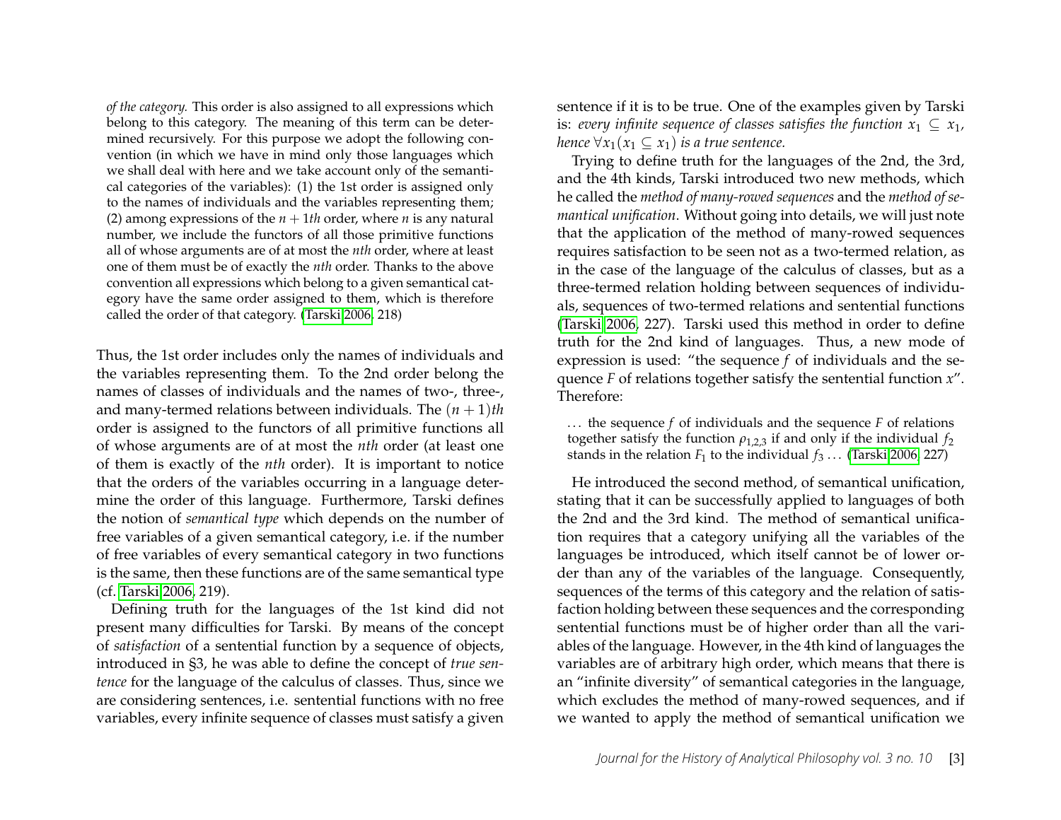> *of the category.* This order is also assigned to all expressions which belong to this category. The meaning of this term can be determined recursively. For this purpose we adopt the following convention (in which we have in mind only those languages which we shall deal with here and we take account only of the semantical categories of the variables): (1) the 1st order is assigned only to the names of individuals and the variables representing them; (2) among expressions of the $n + 1th$ order, where $n$ is any natural number, we include the functors of all those primitive functions all of whose arguments are of at most the *nth* order, where at least one of them must be of exactly the *nth* order. Thanks to the above convention all expressions which belong to a given semantical category have the same order assigned to them, which is therefore called the order of that category. (Tarski 2006, 218)

Thus, the 1st order includes only the names of individuals and the variables representing them. To the 2nd order belong the names of classes of individuals and the names of two-, three-, and many-termed relations between individuals. The $(n + 1)th$ order is assigned to the functors of all primitive functions all of whose arguments are of at most the *nth* order (at least one of them is exactly of the *nth* order). It is important to notice that the orders of the variables occurring in a language determine the order of this language. Furthermore, Tarski defines the notion of *semantical type* which depends on the number of free variables of a given semantical category, i.e. if the number of free variables of every semantical category in two functions is the same, then these functions are of the same semantical type (cf. Tarski 2006, 219).

Defining truth for the languages of the 1st kind did not present many difficulties for Tarski. By means of the concept of *satisfaction* of a sentential function by a sequence of objects, introduced in §3, he was able to define the concept of *true sentence* for the language of the calculus of classes. Thus, since we are considering sentences, i.e. sentential functions with no free variables, every infinite sequence of classes must satisfy a given sentence if it is to be true. One of the examples given by Tarski is: *every infinite sequence of classes satisfies the function $x_1 \subseteq x_1$, hence $\forall x_1(x_1 \subseteq x_1)$ is a true sentence.*

Trying to define truth for the languages of the 2nd, the 3rd, and the 4th kinds, Tarski introduced two new methods, which he called the *method of many-rowed sequences* and the *method of semantical unification*. Without going into details, we will just note that the application of the method of many-rowed sequences requires satisfaction to be seen not as a two-termed relation, as in the case of the language of the calculus of classes, but as a three-termed relation holding between sequences of individuals, sequences of two-termed relations and sentential functions (Tarski 2006, 227). Tarski used this method in order to define truth for the 2nd kind of languages. Thus, a new mode of expression is used: "the sequence $f$ of individuals and the sequence $F$ of relations together satisfy the sentential function $x$". Therefore:

> ... the sequence $f$ of individuals and the sequence $F$ of relations together satisfy the function $\rho_{1,2,3}$ if and only if the individual $f_2$ stands in the relation $F_1$ to the individual $f_3$ ... (Tarski 2006, 227)

He introduced the second method, of semantical unification, stating that it can be successfully applied to languages of both the 2nd and the 3rd kind. The method of semantical unification requires that a category unifying all the variables of the languages be introduced, which itself cannot be of lower order than any of the variables of the language. Consequently, sequences of the terms of this category and the relation of satisfaction holding between these sequences and the corresponding sentential functions must be of higher order than all the variables of the language. However, in the 4th kind of languages the variables are of arbitrary high order, which means that there is an "infinite diversity" of semantical categories in the language, which excludes the method of many-rowed sequences, and if we wanted to apply the method of semantical unification we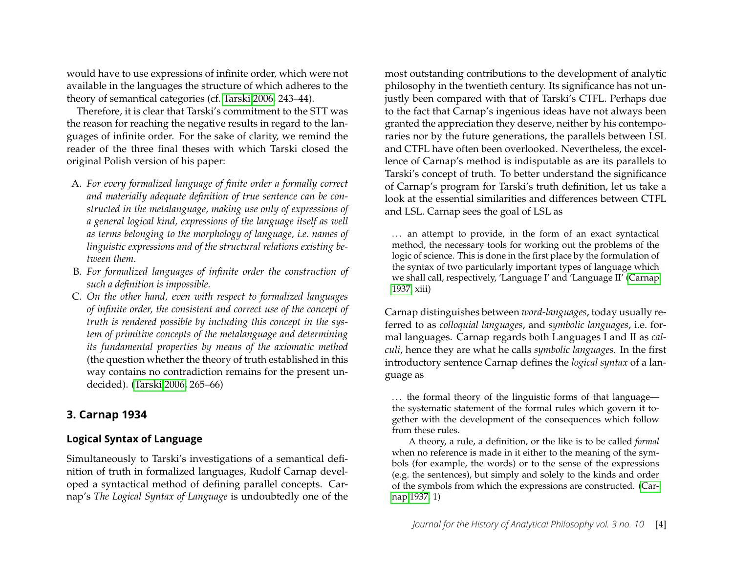would have to use expressions of infinite order, which were not available in the languages the structure of which adheres to the theory of semantical categories (cf. Tarski 2006, 243–44).

Therefore, it is clear that Tarski's commitment to the STT was the reason for reaching the negative results in regard to the languages of infinite order. For the sake of clarity, we remind the reader of the three final theses with which Tarski closed the original Polish version of his paper:

A. *For every formalized language of finite order a formally correct and materially adequate definition of true sentence can be constructed in the metalanguage, making use only of expressions of a general logical kind, expressions of the language itself as well as terms belonging to the morphology of language, i.e. names of linguistic expressions and of the structural relations existing between them.*
B. *For formalized languages of infinite order the construction of such a definition is impossible.*
C. *On the other hand, even with respect to formalized languages of infinite order, the consistent and correct use of the concept of truth is rendered possible by including this concept in the system of primitive concepts of the metalanguage and determining its fundamental properties by means of the axiomatic method* (the question whether the theory of truth established in this way contains no contradiction remains for the present undecided). (Tarski 2006, 265–66)

## 3. Carnap 1934

### Logical Syntax of Language

Simultaneously to Tarski's investigations of a semantical definition of truth in formalized languages, Rudolf Carnap developed a syntactical method of defining parallel concepts. Carnap's *The Logical Syntax of Language* is undoubtedly one of the most outstanding contributions to the development of analytic philosophy in the twentieth century. Its significance has not unjustly been compared with that of Tarski's CTFL. Perhaps due to the fact that Carnap's ingenious ideas have not always been granted the appreciation they deserve, neither by his contemporaries nor by the future generations, the parallels between LSL and CTFL have often been overlooked. Nevertheless, the excellence of Carnap's method is indisputable as are its parallels to Tarski's concept of truth. To better understand the significance of Carnap's program for Tarski's truth definition, let us take a look at the essential similarities and differences between CTFL and LSL. Carnap sees the goal of LSL as

> … an attempt to provide, in the form of an exact syntactical method, the necessary tools for working out the problems of the logic of science. This is done in the first place by the formulation of the syntax of two particularly important types of language which we shall call, respectively, 'Language I' and 'Language II' (Carnap 1937, xiii)

Carnap distinguishes between *word-languages*, today usually referred to as *colloquial languages*, and *symbolic languages*, i.e. formal languages. Carnap regards both Languages I and II as *calculi*, hence they are what he calls *symbolic languages.* In the first introductory sentence Carnap defines the *logical syntax* of a language as

> … the formal theory of the linguistic forms of that language—the systematic statement of the formal rules which govern it together with the development of the consequences which follow from these rules.
>
> A theory, a rule, a definition, or the like is to be called *formal* when no reference is made in it either to the meaning of the symbols (for example, the words) or to the sense of the expressions (e.g. the sentences), but simply and solely to the kinds and order of the symbols from which the expressions are constructed. (Carnap 1937, 1)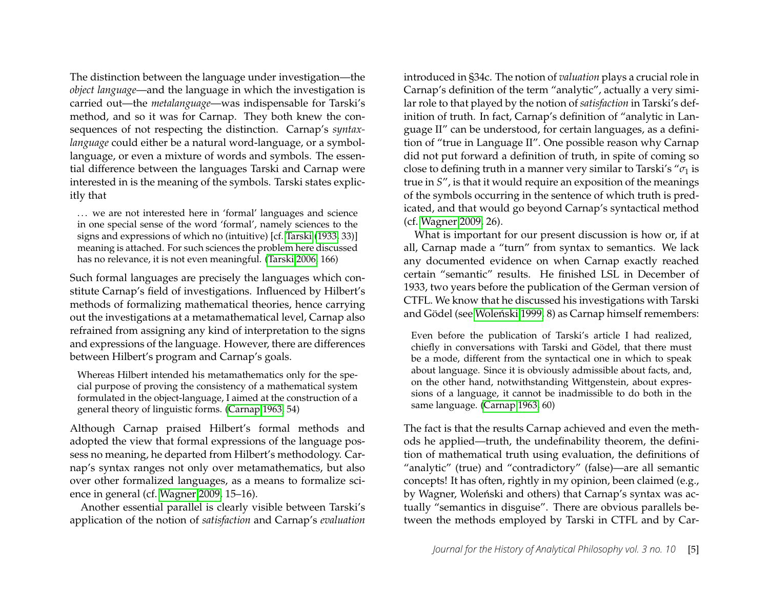The distinction between the language under investigation—the *object language*—and the language in which the investigation is carried out—the *metalanguage*—was indispensable for Tarski's method, and so it was for Carnap. They both knew the consequences of not respecting the distinction. Carnap's *syntax-language* could either be a natural word-language, or a symbol-language, or even a mixture of words and symbols. The essential difference between the languages Tarski and Carnap were interested in is the meaning of the symbols. Tarski states explicitly that

> ... we are not interested here in 'formal' languages and science in one special sense of the word 'formal', namely sciences to the signs and expressions of which no (intuitive) [cf. Tarski (1933, 33)] meaning is attached. For such sciences the problem here discussed has no relevance, it is not even meaningful. (Tarski 2006, 166)

Such formal languages are precisely the languages which constitute Carnap's field of investigations. Influenced by Hilbert's methods of formalizing mathematical theories, hence carrying out the investigations at a metamathematical level, Carnap also refrained from assigning any kind of interpretation to the signs and expressions of the language. However, there are differences between Hilbert's program and Carnap's goals.

> Whereas Hilbert intended his metamathematics only for the special purpose of proving the consistency of a mathematical system formulated in the object-language, I aimed at the construction of a general theory of linguistic forms. (Carnap 1963, 54)

Although Carnap praised Hilbert's formal methods and adopted the view that formal expressions of the language possess no meaning, he departed from Hilbert's methodology. Carnap's syntax ranges not only over metamathematics, but also over other formalized languages, as a means to formalize science in general (cf. Wagner 2009, 15–16).

Another essential parallel is clearly visible between Tarski's application of the notion of *satisfaction* and Carnap's *evaluation* introduced in §34c. The notion of *valuation* plays a crucial role in Carnap's definition of the term "analytic", actually a very similar role to that played by the notion of *satisfaction* in Tarski's definition of truth. In fact, Carnap's definition of "analytic in Language II" can be understood, for certain languages, as a definition of "true in Language II". One possible reason why Carnap did not put forward a definition of truth, in spite of coming so close to defining truth in a manner very similar to Tarski's "$\sigma_1$ is true in $S$", is that it would require an exposition of the meanings of the symbols occurring in the sentence of which truth is predicated, and that would go beyond Carnap's syntactical method (cf. Wagner 2009, 26).

What is important for our present discussion is how or, if at all, Carnap made a "turn" from syntax to semantics. We lack any documented evidence on when Carnap exactly reached certain "semantic" results. He finished LSL in December of 1933, two years before the publication of the German version of CTFL. We know that he discussed his investigations with Tarski and Gödel (see Woleński 1999, 8) as Carnap himself remembers:

> Even before the publication of Tarski's article I had realized, chiefly in conversations with Tarski and Gödel, that there must be a mode, different from the syntactical one in which to speak about language. Since it is obviously admissible about facts, and, on the other hand, notwithstanding Wittgenstein, about expressions of a language, it cannot be inadmissible to do both in the same language. (Carnap 1963, 60)

The fact is that the results Carnap achieved and even the methods he applied—truth, the undefinability theorem, the definition of mathematical truth using evaluation, the definitions of "analytic" (true) and "contradictory" (false)—are all semantic concepts! It has often, rightly in my opinion, been claimed (e.g., by Wagner, Woleński and others) that Carnap's syntax was actually "semantics in disguise". There are obvious parallels between the methods employed by Tarski in CTFL and by Car-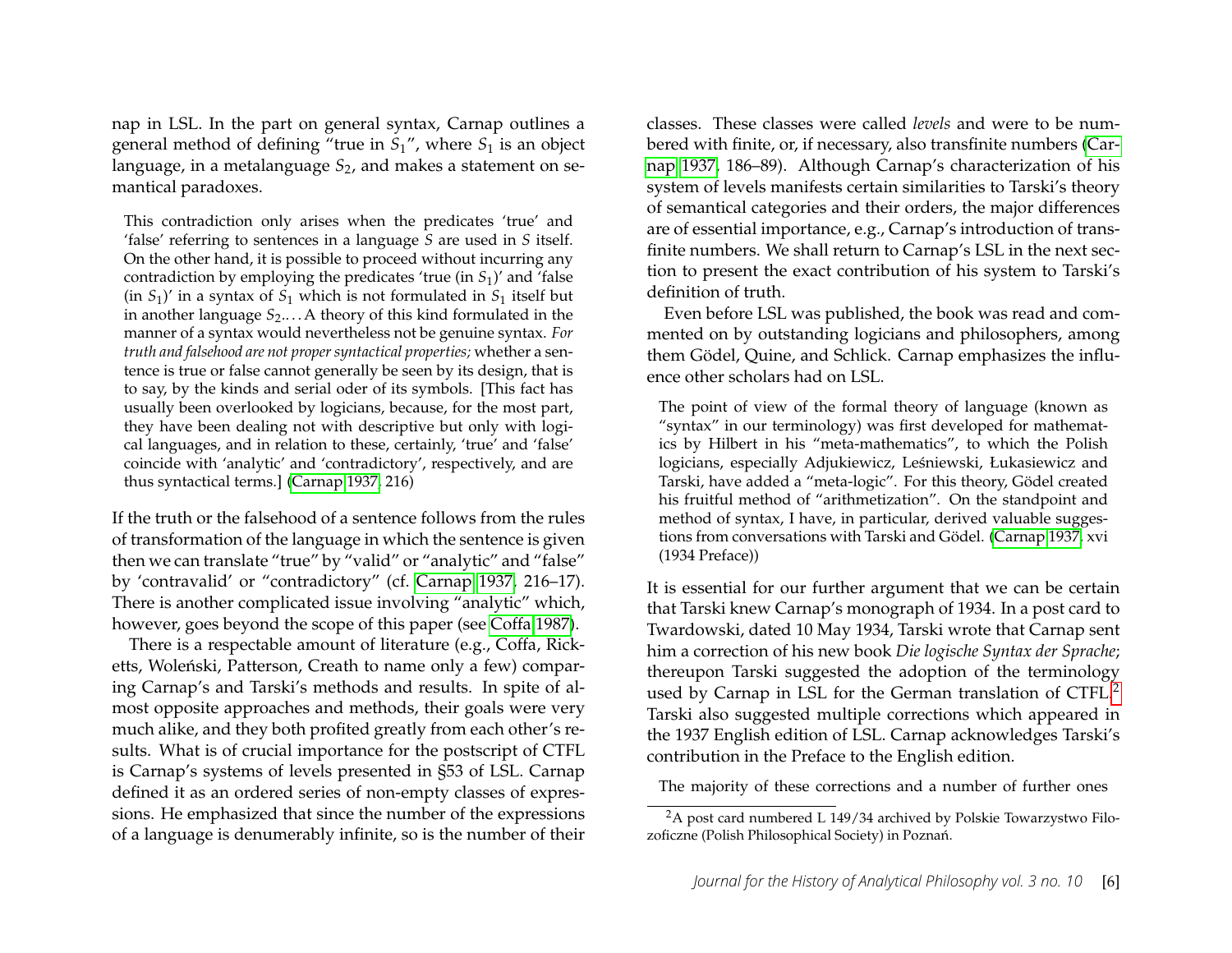nap in LSL. In the part on general syntax, Carnap outlines a general method of defining "true in $S_1$", where $S_1$ is an object language, in a metalanguage $S_2$, and makes a statement on semantical paradoxes.

> This contradiction only arises when the predicates 'true' and 'false' referring to sentences in a language $S$ are used in $S$ itself. On the other hand, it is possible to proceed without incurring any contradiction by employing the predicates 'true (in $S_1$)' and 'false (in $S_1$)' in a syntax of $S_1$ which is not formulated in $S_1$ itself but in another language $S_2$.... A theory of this kind formulated in the manner of a syntax would nevertheless not be genuine syntax. *For truth and falsehood are not proper syntactical properties;* whether a sentence is true or false cannot generally be seen by its design, that is to say, by the kinds and serial oder of its symbols. [This fact has usually been overlooked by logicians, because, for the most part, they have been dealing not with descriptive but only with logical languages, and in relation to these, certainly, 'true' and 'false' coincide with 'analytic' and 'contradictory', respectively, and are thus syntactical terms.] (Carnap 1937, 216)

If the truth or the falsehood of a sentence follows from the rules of transformation of the language in which the sentence is given then we can translate "true" by "valid" or "analytic" and "false" by 'contravalid' or "contradictory" (cf. Carnap 1937, 216–17). There is another complicated issue involving "analytic" which, however, goes beyond the scope of this paper (see Coffa 1987).

There is a respectable amount of literature (e.g., Coffa, Ricketts, Woleński, Patterson, Creath to name only a few) comparing Carnap's and Tarski's methods and results. In spite of almost opposite approaches and methods, their goals were very much alike, and they both profited greatly from each other's results. What is of crucial importance for the postscript of CTFL is Carnap's systems of levels presented in §53 of LSL. Carnap defined it as an ordered series of non-empty classes of expressions. He emphasized that since the number of the expressions of a language is denumerably infinite, so is the number of their classes. These classes were called *levels* and were to be numbered with finite, or, if necessary, also transfinite numbers (Carnap 1937, 186–89). Although Carnap's characterization of his system of levels manifests certain similarities to Tarski's theory of semantical categories and their orders, the major differences are of essential importance, e.g., Carnap's introduction of transfinite numbers. We shall return to Carnap's LSL in the next section to present the exact contribution of his system to Tarski's definition of truth.

Even before LSL was published, the book was read and commented on by outstanding logicians and philosophers, among them Gödel, Quine, and Schlick. Carnap emphasizes the influence other scholars had on LSL.

> The point of view of the formal theory of language (known as "syntax" in our terminology) was first developed for mathematics by Hilbert in his "meta-mathematics", to which the Polish logicians, especially Adjukiewicz, Leśniewski, Łukasiewicz and Tarski, have added a "meta-logic". For this theory, Gödel created his fruitful method of "arithmetization". On the standpoint and method of syntax, I have, in particular, derived valuable suggestions from conversations with Tarski and Gödel. (Carnap 1937, xvi (1934 Preface))

It is essential for our further argument that we can be certain that Tarski knew Carnap's monograph of 1934. In a post card to Twardowski, dated 10 May 1934, Tarski wrote that Carnap sent him a correction of his new book *Die logische Syntax der Sprache*; thereupon Tarski suggested the adoption of the terminology used by Carnap in LSL for the German translation of CTFL.[2] Tarski also suggested multiple corrections which appeared in the 1937 English edition of LSL. Carnap acknowledges Tarski's contribution in the Preface to the English edition.

> The majority of these corrections and a number of further ones

[2] A post card numbered L 149/34 archived by Polskie Towarzystwo Filozoficzne (Polish Philosophical Society) in Poznań.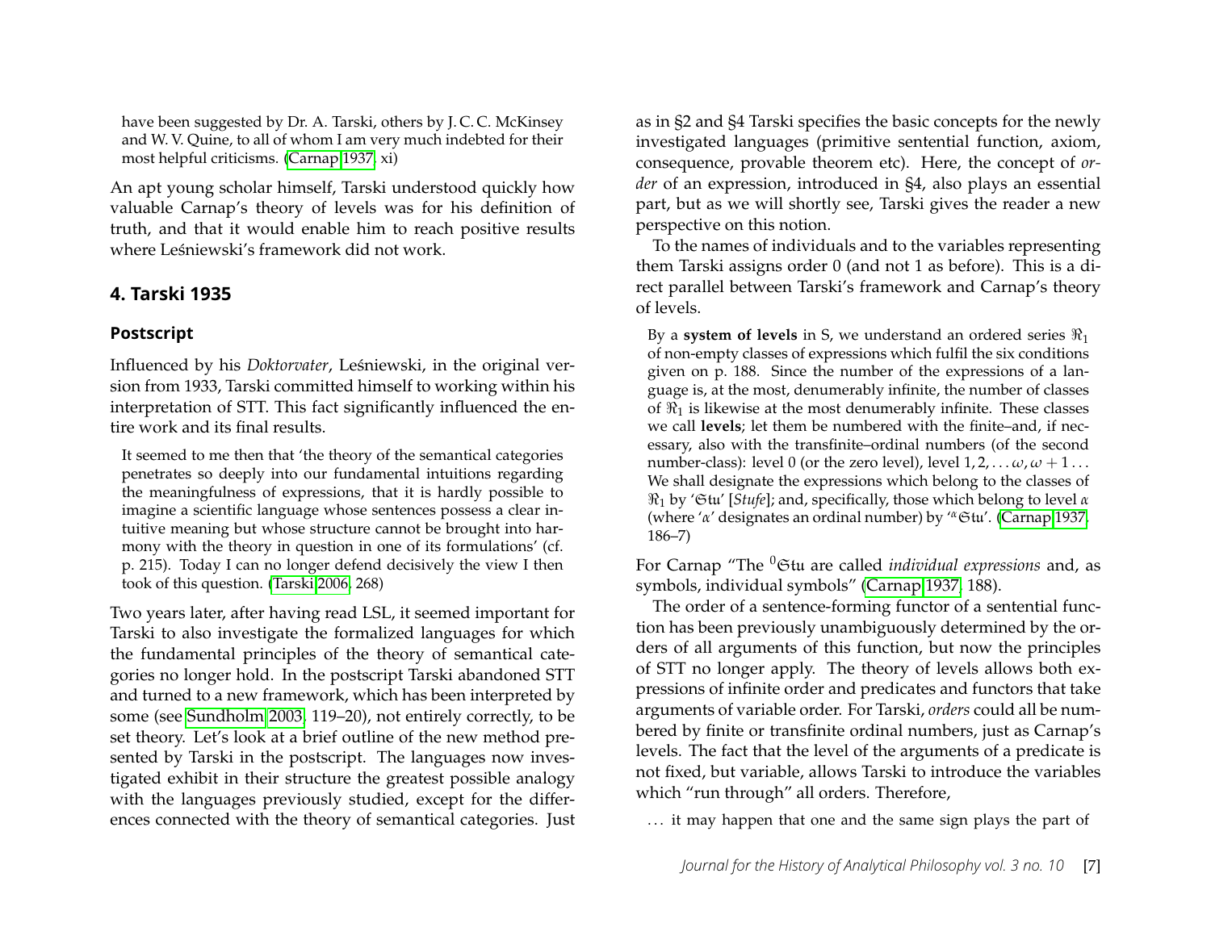have been suggested by Dr. A. Tarski, others by J. C. C. McKinsey and W. V. Quine, to all of whom I am very much indebted for their most helpful criticisms. (Carnap 1937, xi)

An apt young scholar himself, Tarski understood quickly how valuable Carnap's theory of levels was for his definition of truth, and that it would enable him to reach positive results where Leśniewski's framework did not work.

## 4. Tarski 1935

### Postscript

Influenced by his *Doktorvater*, Leśniewski, in the original version from 1933, Tarski committed himself to working within his interpretation of STT. This fact significantly influenced the entire work and its final results.

> It seemed to me then that 'the theory of the semantical categories penetrates so deeply into our fundamental intuitions regarding the meaningfulness of expressions, that it is hardly possible to imagine a scientific language whose sentences possess a clear intuitive meaning but whose structure cannot be brought into harmony with the theory in question in one of its formulations' (cf. p. 215). Today I can no longer defend decisively the view I then took of this question. (Tarski 2006, 268)

Two years later, after having read LSL, it seemed important for Tarski to also investigate the formalized languages for which the fundamental principles of the theory of semantical categories no longer hold. In the postscript Tarski abandoned STT and turned to a new framework, which has been interpreted by some (see Sundholm 2003, 119–20), not entirely correctly, to be set theory. Let's look at a brief outline of the new method presented by Tarski in the postscript. The languages now investigated exhibit in their structure the greatest possible analogy with the languages previously studied, except for the differences connected with the theory of semantical categories. Just as in §2 and §4 Tarski specifies the basic concepts for the newly investigated languages (primitive sentential function, axiom, consequence, provable theorem etc). Here, the concept of *order* of an expression, introduced in §4, also plays an essential part, but as we will shortly see, Tarski gives the reader a new perspective on this notion.

To the names of individuals and to the variables representing them Tarski assigns order 0 (and not 1 as before). This is a direct parallel between Tarski's framework and Carnap's theory of levels.

> By a **system of levels** in S, we understand an ordered series $\Re_1$ of non-empty classes of expressions which fulfil the six conditions given on p. 188. Since the number of the expressions of a language is, at the most, denumerably infinite, the number of classes of $\Re_1$ is likewise at the most denumerably infinite. These classes we call **levels**; let them be numbered with the finite–and, if necessary, also with the transfinite–ordinal numbers (of the second number-class): level 0 (or the zero level), level $1, 2, \ldots \omega, \omega + 1 \ldots$ We shall designate the expressions which belong to the classes of $\Re_1$ by '$\mathfrak{Stu}$' [*Stufe*]; and, specifically, those which belong to level $\alpha$ (where '$\alpha$' designates an ordinal number) by '${}^{\alpha}\mathfrak{Stu}$'. (Carnap 1937, 186–7)

For Carnap "The ${}^{0}\mathfrak{Stu}$ are called *individual expressions* and, as symbols, individual symbols" (Carnap 1937, 188).

The order of a sentence-forming functor of a sentential function has been previously unambiguously determined by the orders of all arguments of this function, but now the principles of STT no longer apply. The theory of levels allows both expressions of infinite order and predicates and functors that take arguments of variable order. For Tarski, *orders* could all be numbered by finite or transfinite ordinal numbers, just as Carnap's levels. The fact that the level of the arguments of a predicate is not fixed, but variable, allows Tarski to introduce the variables which "run through" all orders. Therefore,

> . . . it may happen that one and the same sign plays the part of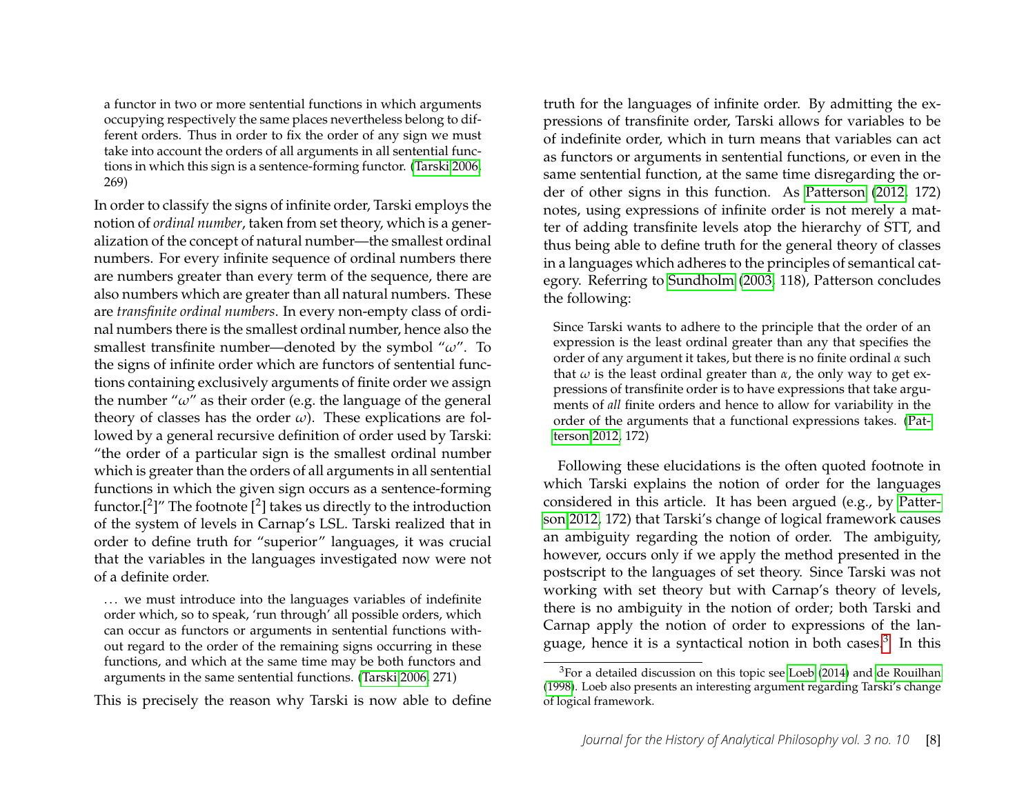> a functor in two or more sentential functions in which arguments occupying respectively the same places nevertheless belong to different orders. Thus in order to fix the order of any sign we must take into account the orders of all arguments in all sentential functions in which this sign is a sentence-forming functor. (Tarski 2006, 269)

In order to classify the signs of infinite order, Tarski employs the notion of *ordinal number*, taken from set theory, which is a generalization of the concept of natural number—the smallest ordinal numbers. For every infinite sequence of ordinal numbers there are numbers greater than every term of the sequence, there are also numbers which are greater than all natural numbers. These are *transfinite ordinal numbers*. In every non-empty class of ordinal numbers there is the smallest ordinal number, hence also the smallest transfinite number—denoted by the symbol "$\omega$". To the signs of infinite order which are functors of sentential functions containing exclusively arguments of finite order we assign the number "$\omega$" as their order (e.g. the language of the general theory of classes has the order $\omega$). These explications are followed by a general recursive definition of order used by Tarski: "the order of a particular sign is the smallest ordinal number which is greater than the orders of all arguments in all sentential functions in which the given sign occurs as a sentence-forming functor.[2]" The footnote [2] takes us directly to the introduction of the system of levels in Carnap's LSL. Tarski realized that in order to define truth for "superior" languages, it was crucial that the variables in the languages investigated now were not of a definite order.

> … we must introduce into the languages variables of indefinite order which, so to speak, 'run through' all possible orders, which can occur as functors or arguments in sentential functions without regard to the order of the remaining signs occurring in these functions, and which at the same time may be both functors and arguments in the same sentential functions. (Tarski 2006, 271)

This is precisely the reason why Tarski is now able to define truth for the languages of infinite order. By admitting the expressions of transfinite order, Tarski allows for variables to be of indefinite order, which in turn means that variables can act as functors or arguments in sentential functions, or even in the same sentential function, at the same time disregarding the order of other signs in this function. As Patterson (2012, 172) notes, using expressions of infinite order is not merely a matter of adding transfinite levels atop the hierarchy of STT, and thus being able to define truth for the general theory of classes in a languages which adheres to the principles of semantical category. Referring to Sundholm (2003, 118), Patterson concludes the following:

> Since Tarski wants to adhere to the principle that the order of an expression is the least ordinal greater than any that specifies the order of any argument it takes, but there is no finite ordinal $\alpha$ such that $\omega$ is the least ordinal greater than $\alpha$, the only way to get expressions of transfinite order is to have expressions that take arguments of *all* finite orders and hence to allow for variability in the order of the arguments that a functional expressions takes. (Patterson 2012, 172)

Following these elucidations is the often quoted footnote in which Tarski explains the notion of order for the languages considered in this article. It has been argued (e.g., by Patterson 2012, 172) that Tarski's change of logical framework causes an ambiguity regarding the notion of order. The ambiguity, however, occurs only if we apply the method presented in the postscript to the languages of set theory. Since Tarski was not working with set theory but with Carnap's theory of levels, there is no ambiguity in the notion of order; both Tarski and Carnap apply the notion of order to expressions of the language, hence it is a syntactical notion in both cases.[3] In this

[3] For a detailed discussion on this topic see Loeb (2014) and de Rouilhan (1998). Loeb also presents an interesting argument regarding Tarski's change of logical framework.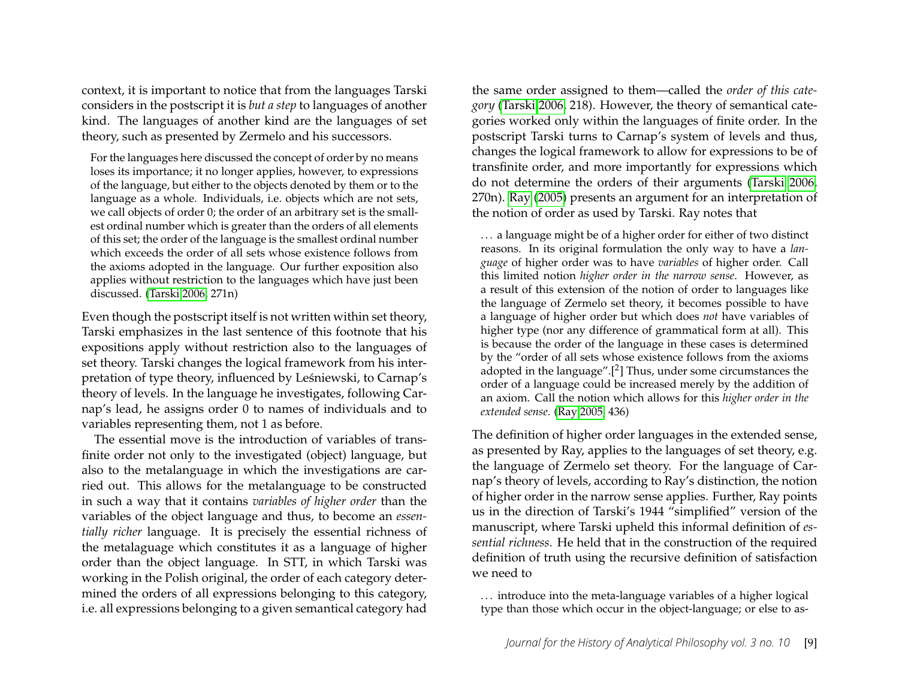context, it is important to notice that from the languages Tarski considers in the postscript it is *but a step* to languages of another kind. The languages of another kind are the languages of set theory, such as presented by Zermelo and his successors.

> For the languages here discussed the concept of order by no means loses its importance; it no longer applies, however, to expressions of the language, but either to the objects denoted by them or to the language as a whole. Individuals, i.e. objects which are not sets, we call objects of order 0; the order of an arbitrary set is the smallest ordinal number which is greater than the orders of all elements of this set; the order of the language is the smallest ordinal number which exceeds the order of all sets whose existence follows from the axioms adopted in the language. Our further exposition also applies without restriction to the languages which have just been discussed. (Tarski 2006, 271n)

Even though the postscript itself is not written within set theory, Tarski emphasizes in the last sentence of this footnote that his expositions apply without restriction also to the languages of set theory. Tarski changes the logical framework from his interpretation of type theory, influenced by Leśniewski, to Carnap's theory of levels. In the language he investigates, following Carnap's lead, he assigns order 0 to names of individuals and to variables representing them, not 1 as before.

The essential move is the introduction of variables of transfinite order not only to the investigated (object) language, but also to the metalanguage in which the investigations are carried out. This allows for the metalanguage to be constructed in such a way that it contains *variables of higher order* than the variables of the object language and thus, to become an *essentially richer* language. It is precisely the essential richness of the metalaguage which constitutes it as a language of higher order than the object language. In STT, in which Tarski was working in the Polish original, the order of each category determined the orders of all expressions belonging to this category, i.e. all expressions belonging to a given semantical category had the same order assigned to them—called the *order of this category* (Tarski 2006, 218). However, the theory of semantical categories worked only within the languages of finite order. In the postscript Tarski turns to Carnap's system of levels and thus, changes the logical framework to allow for expressions to be of transfinite order, and more importantly for expressions which do not determine the orders of their arguments (Tarski 2006, 270n). Ray (2005) presents an argument for an interpretation of the notion of order as used by Tarski. Ray notes that

> ... a language might be of a higher order for either of two distinct reasons. In its original formulation the only way to have a *language* of higher order was to have *variables* of higher order. Call this limited notion *higher order in the narrow sense*. However, as a result of this extension of the notion of order to languages like the language of Zermelo set theory, it becomes possible to have a language of higher order but which does *not* have variables of higher type (nor any difference of grammatical form at all). This is because the order of the language in these cases is determined by the "order of all sets whose existence follows from the axioms adopted in the language".[2] Thus, under some circumstances the order of a language could be increased merely by the addition of an axiom. Call the notion which allows for this *higher order in the extended sense*. (Ray 2005, 436)

The definition of higher order languages in the extended sense, as presented by Ray, applies to the languages of set theory, e.g. the language of Zermelo set theory. For the language of Carnap's theory of levels, according to Ray's distinction, the notion of higher order in the narrow sense applies. Further, Ray points us in the direction of Tarski's 1944 "simplified" version of the manuscript, where Tarski upheld this informal definition of *essential richness*. He held that in the construction of the required definition of truth using the recursive definition of satisfaction we need to

> ... introduce into the meta-language variables of a higher logical type than those which occur in the object-language; or else to as-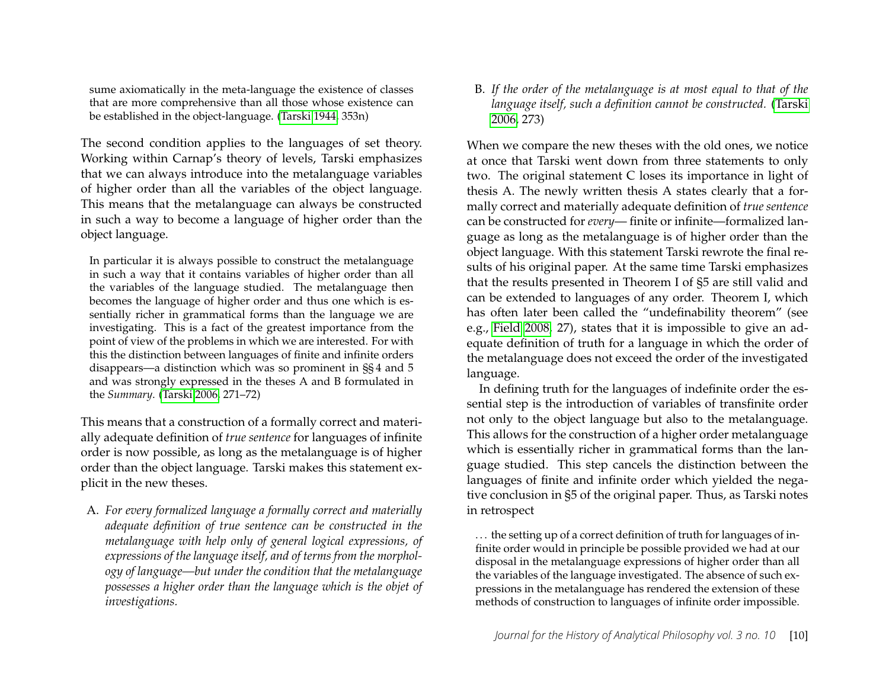> sume axiomatically in the meta-language the existence of classes that are more comprehensive than all those whose existence can be established in the object-language. (Tarski 1944, 353n)

The second condition applies to the languages of set theory. Working within Carnap's theory of levels, Tarski emphasizes that we can always introduce into the metalanguage variables of higher order than all the variables of the object language. This means that the metalanguage can always be constructed in such a way to become a language of higher order than the object language.

> In particular it is always possible to construct the metalanguage in such a way that it contains variables of higher order than all the variables of the language studied. The metalanguage then becomes the language of higher order and thus one which is essentially richer in grammatical forms than the language we are investigating. This is a fact of the greatest importance from the point of view of the problems in which we are interested. For with this the distinction between languages of finite and infinite orders disappears—a distinction which was so prominent in §§4 and 5 and was strongly expressed in the theses A and B formulated in the *Summary*. (Tarski 2006, 271–72)

This means that a construction of a formally correct and materially adequate definition of *true sentence* for languages of infinite order is now possible, as long as the metalanguage is of higher order than the object language. Tarski makes this statement explicit in the new theses.

A. *For every formalized language a formally correct and materially adequate definition of true sentence can be constructed in the metalanguage with help only of general logical expressions, of expressions of the language itself, and of terms from the morphology of language—but under the condition that the metalanguage possesses a higher order than the language which is the objet of investigations.*

B. *If the order of the metalanguage is at most equal to that of the language itself, such a definition cannot be constructed.* (Tarski 2006, 273)

When we compare the new theses with the old ones, we notice at once that Tarski went down from three statements to only two. The original statement C loses its importance in light of thesis A. The newly written thesis A states clearly that a formally correct and materially adequate definition of *true sentence* can be constructed for *every*— finite or infinite—formalized language as long as the metalanguage is of higher order than the object language. With this statement Tarski rewrote the final results of his original paper. At the same time Tarski emphasizes that the results presented in Theorem I of §5 are still valid and can be extended to languages of any order. Theorem I, which has often later been called the "undefinability theorem" (see e.g., Field 2008, 27), states that it is impossible to give an adequate definition of truth for a language in which the order of the metalanguage does not exceed the order of the investigated language.

In defining truth for the languages of indefinite order the essential step is the introduction of variables of transfinite order not only to the object language but also to the metalanguage. This allows for the construction of a higher order metalanguage which is essentially richer in grammatical forms than the language studied. This step cancels the distinction between the languages of finite and infinite order which yielded the negative conclusion in §5 of the original paper. Thus, as Tarski notes in retrospect

> . . . the setting up of a correct definition of truth for languages of infinite order would in principle be possible provided we had at our disposal in the metalanguage expressions of higher order than all the variables of the language investigated. The absence of such expressions in the metalanguage has rendered the extension of these methods of construction to languages of infinite order impossible.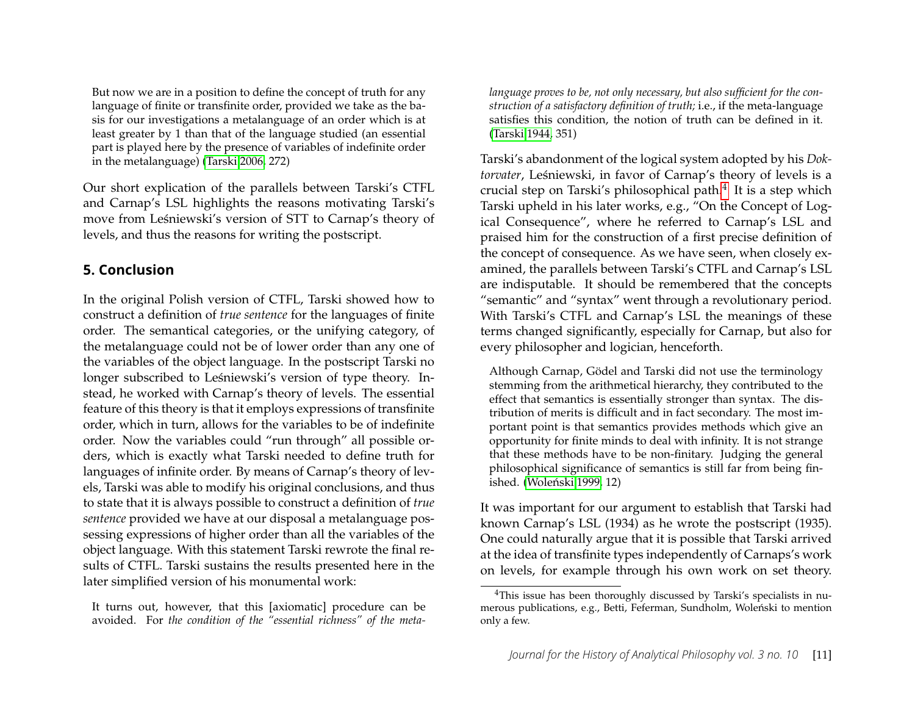> But now we are in a position to define the concept of truth for any language of finite or transfinite order, provided we take as the basis for our investigations a metalanguage of an order which is at least greater by 1 than that of the language studied (an essential part is played here by the presence of variables of indefinite order in the metalanguage) (Tarski 2006, 272)

Our short explication of the parallels between Tarski's CTFL and Carnap's LSL highlights the reasons motivating Tarski's move from Leśniewski's version of STT to Carnap's theory of levels, and thus the reasons for writing the postscript.

## 5. Conclusion

In the original Polish version of CTFL, Tarski showed how to construct a definition of *true sentence* for the languages of finite order. The semantical categories, or the unifying category, of the metalanguage could not be of lower order than any one of the variables of the object language. In the postscript Tarski no longer subscribed to Leśniewski's version of type theory. Instead, he worked with Carnap's theory of levels. The essential feature of this theory is that it employs expressions of transfinite order, which in turn, allows for the variables to be of indefinite order. Now the variables could "run through" all possible orders, which is exactly what Tarski needed to define truth for languages of infinite order. By means of Carnap's theory of levels, Tarski was able to modify his original conclusions, and thus to state that it is always possible to construct a definition of *true sentence* provided we have at our disposal a metalanguage possessing expressions of higher order than all the variables of the object language. With this statement Tarski rewrote the final results of CTFL. Tarski sustains the results presented here in the later simplified version of his monumental work:

> It turns out, however, that this [axiomatic] procedure can be avoided. For *the condition of the "essential richness" of the metalanguage proves to be, not only necessary, but also sufficient for the construction of a satisfactory definition of truth;* i.e., if the meta-language satisfies this condition, the notion of truth can be defined in it. (Tarski 1944, 351)

Tarski's abandonment of the logical system adopted by his *Doktorvater*, Leśniewski, in favor of Carnap's theory of levels is a crucial step on Tarski's philosophical path.[4] It is a step which Tarski upheld in his later works, e.g., "On the Concept of Logical Consequence", where he referred to Carnap's LSL and praised him for the construction of a first precise definition of the concept of consequence. As we have seen, when closely examined, the parallels between Tarski's CTFL and Carnap's LSL are indisputable. It should be remembered that the concepts "semantic" and "syntax" went through a revolutionary period. With Tarski's CTFL and Carnap's LSL the meanings of these terms changed significantly, especially for Carnap, but also for every philosopher and logician, henceforth.

> Although Carnap, Gödel and Tarski did not use the terminology stemming from the arithmetical hierarchy, they contributed to the effect that semantics is essentially stronger than syntax. The distribution of merits is difficult and in fact secondary. The most important point is that semantics provides methods which give an opportunity for finite minds to deal with infinity. It is not strange that these methods have to be non-finitary. Judging the general philosophical significance of semantics is still far from being finished. (Woleński 1999, 12)

It was important for our argument to establish that Tarski had known Carnap's LSL (1934) as he wrote the postscript (1935). One could naturally argue that it is possible that Tarski arrived at the idea of transfinite types independently of Carnaps's work on levels, for example through his own work on set theory.

[4] This issue has been thoroughly discussed by Tarski's specialists in numerous publications, e.g., Betti, Feferman, Sundholm, Woleński to mention only a few.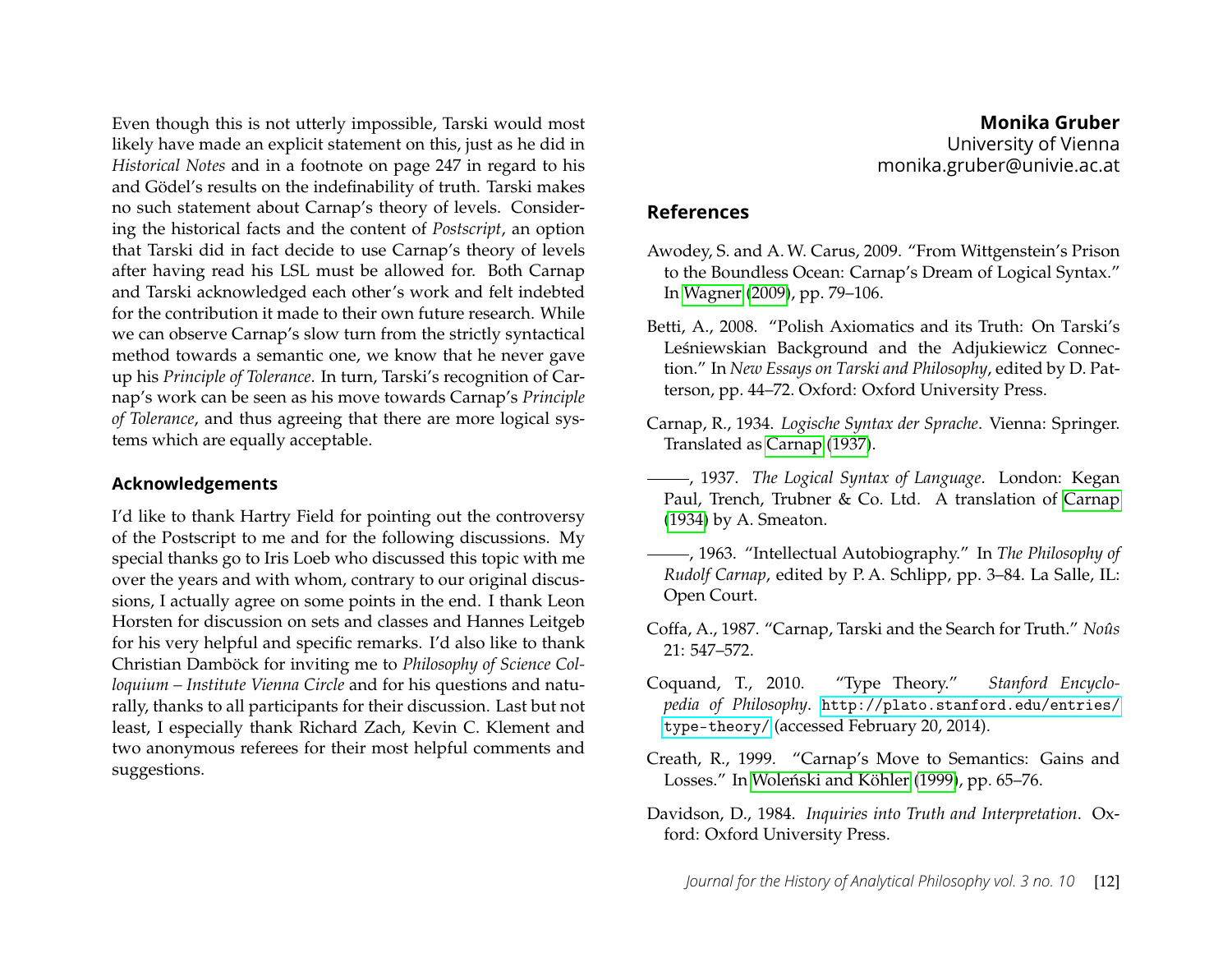Even though this is not utterly impossible, Tarski would most likely have made an explicit statement on this, just as he did in *Historical Notes* and in a footnote on page 247 in regard to his and Gödel's results on the indefinability of truth. Tarski makes no such statement about Carnap's theory of levels. Considering the historical facts and the content of *Postscript*, an option that Tarski did in fact decide to use Carnap's theory of levels after having read his LSL must be allowed for. Both Carnap and Tarski acknowledged each other's work and felt indebted for the contribution it made to their own future research. While we can observe Carnap's slow turn from the strictly syntactical method towards a semantic one, we know that he never gave up his *Principle of Tolerance*. In turn, Tarski's recognition of Carnap's work can be seen as his move towards Carnap's *Principle of Tolerance*, and thus agreeing that there are more logical systems which are equally acceptable.

### Acknowledgements

I'd like to thank Hartry Field for pointing out the controversy of the Postscript to me and for the following discussions. My special thanks go to Iris Loeb who discussed this topic with me over the years and with whom, contrary to our original discussions, I actually agree on some points in the end. I thank Leon Horsten for discussion on sets and classes and Hannes Leitgeb for his very helpful and specific remarks. I'd also like to thank Christian Damböck for inviting me to *Philosophy of Science Colloquium – Institute Vienna Circle* and for his questions and naturally, thanks to all participants for their discussion. Last but not least, I especially thank Richard Zach, Kevin C. Klement and two anonymous referees for their most helpful comments and suggestions.

**Monika Gruber**
University of Vienna
monika.gruber@univie.ac.at

### References

Awodey, S. and A. W. Carus, 2009. "From Wittgenstein's Prison to the Boundless Ocean: Carnap's Dream of Logical Syntax." In Wagner (2009), pp. 79–106.

Betti, A., 2008. "Polish Axiomatics and its Truth: On Tarski's Leśniewskian Background and the Adjukiewicz Connection." In *New Essays on Tarski and Philosophy*, edited by D. Patterson, pp. 44–72. Oxford: Oxford University Press.

Carnap, R., 1934. *Logische Syntax der Sprache*. Vienna: Springer. Translated as Carnap (1937).

———, 1937. *The Logical Syntax of Language*. London: Kegan Paul, Trench, Trubner & Co. Ltd. A translation of Carnap (1934) by A. Smeaton.

———, 1963. "Intellectual Autobiography." In *The Philosophy of Rudolf Carnap*, edited by P. A. Schlipp, pp. 3–84. La Salle, IL: Open Court.

Coffa, A., 1987. "Carnap, Tarski and the Search for Truth." *Noûs* 21: 547–572.

Coquand, T., 2010. "Type Theory." *Stanford Encyclopedia of Philosophy*. http://plato.stanford.edu/entries/type-theory/ (accessed February 20, 2014).

Creath, R., 1999. "Carnap's Move to Semantics: Gains and Losses." In Woleński and Köhler (1999), pp. 65–76.

Davidson, D., 1984. *Inquiries into Truth and Interpretation*. Oxford: Oxford University Press.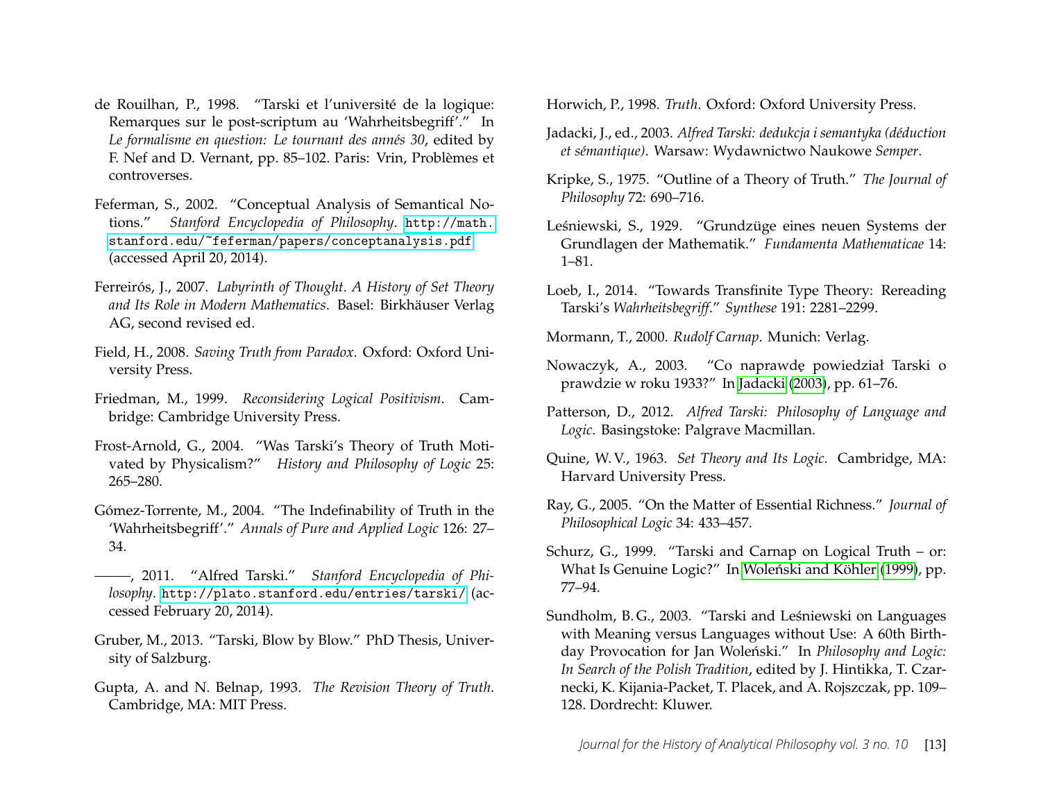de Rouilhan, P., 1998. "Tarski et l'université de la logique: Remarques sur le post-scriptum au 'Wahrheitsbegriff'." In *Le formalisme en question: Le tournant des annés 30*, edited by F. Nef and D. Vernant, pp. 85–102. Paris: Vrin, Problèmes et controverses.

Feferman, S., 2002. "Conceptual Analysis of Semantical Notions." *Stanford Encyclopedia of Philosophy*. http://math.stanford.edu/~feferman/papers/conceptanalysis.pdf (accessed April 20, 2014).

Ferreirós, J., 2007. *Labyrinth of Thought. A History of Set Theory and Its Role in Modern Mathematics*. Basel: Birkhäuser Verlag AG, second revised ed.

Field, H., 2008. *Saving Truth from Paradox*. Oxford: Oxford University Press.

Friedman, M., 1999. *Reconsidering Logical Positivism*. Cambridge: Cambridge University Press.

Frost-Arnold, G., 2004. "Was Tarski's Theory of Truth Motivated by Physicalism?" *History and Philosophy of Logic* 25: 265–280.

Gómez-Torrente, M., 2004. "The Indefinability of Truth in the 'Wahrheitsbegriff'." *Annals of Pure and Applied Logic* 126: 27–34.

———, 2011. "Alfred Tarski." *Stanford Encyclopedia of Philosophy*. http://plato.stanford.edu/entries/tarski/ (accessed February 20, 2014).

Gruber, M., 2013. "Tarski, Blow by Blow." PhD Thesis, University of Salzburg.

Gupta, A. and N. Belnap, 1993. *The Revision Theory of Truth*. Cambridge, MA: MIT Press.

Horwich, P., 1998. *Truth*. Oxford: Oxford University Press.

Jadacki, J., ed., 2003. *Alfred Tarski: dedukcja i semantyka (déduction et sémantique)*. Warsaw: Wydawnictwo Naukowe *Semper*.

Kripke, S., 1975. "Outline of a Theory of Truth." *The Journal of Philosophy* 72: 690–716.

Leśniewski, S., 1929. "Grundzüge eines neuen Systems der Grundlagen der Mathematik." *Fundamenta Mathematicae* 14: 1–81.

Loeb, I., 2014. "Towards Transfinite Type Theory: Rereading Tarski's *Wahrheitsbegriff*." *Synthese* 191: 2281–2299.

Mormann, T., 2000. *Rudolf Carnap*. Munich: Verlag.

Nowaczyk, A., 2003. "Co naprawdę powiedział Tarski o prawdzie w roku 1933?" In Jadacki (2003), pp. 61–76.

Patterson, D., 2012. *Alfred Tarski: Philosophy of Language and Logic*. Basingstoke: Palgrave Macmillan.

Quine, W. V., 1963. *Set Theory and Its Logic*. Cambridge, MA: Harvard University Press.

Ray, G., 2005. "On the Matter of Essential Richness." *Journal of Philosophical Logic* 34: 433–457.

Schurz, G., 1999. "Tarski and Carnap on Logical Truth – or: What Is Genuine Logic?" In Woleński and Köhler (1999), pp. 77–94.

Sundholm, B. G., 2003. "Tarski and Leśniewski on Languages with Meaning versus Languages without Use: A 60th Birthday Provocation for Jan Woleński." In *Philosophy and Logic: In Search of the Polish Tradition*, edited by J. Hintikka, T. Czarnecki, K. Kijania-Packet, T. Placek, and A. Rojszczak, pp. 109–128. Dordrecht: Kluwer.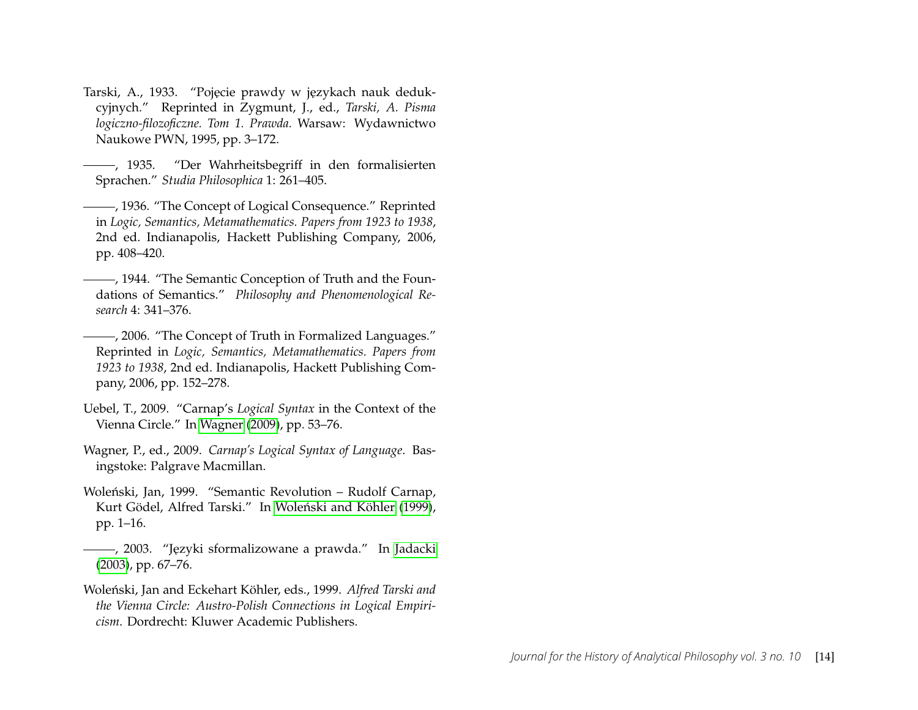Tarski, A., 1933. "Pojęcie prawdy w językach nauk dedukcyjnych." Reprinted in Zygmunt, J., ed., *Tarski, A. Pisma logiczno-filozoficzne. Tom 1. Prawda.* Warsaw: Wydawnictwo Naukowe PWN, 1995, pp. 3–172.

———, 1935. "Der Wahrheitsbegriff in den formalisierten Sprachen." *Studia Philosophica* 1: 261–405.

———, 1936. "The Concept of Logical Consequence." Reprinted in *Logic, Semantics, Metamathematics. Papers from 1923 to 1938*, 2nd ed. Indianapolis, Hackett Publishing Company, 2006, pp. 408–420.

———, 1944. "The Semantic Conception of Truth and the Foundations of Semantics." *Philosophy and Phenomenological Research* 4: 341–376.

———, 2006. "The Concept of Truth in Formalized Languages." Reprinted in *Logic, Semantics, Metamathematics. Papers from 1923 to 1938*, 2nd ed. Indianapolis, Hackett Publishing Company, 2006, pp. 152–278.

Uebel, T., 2009. "Carnap's *Logical Syntax* in the Context of the Vienna Circle." In Wagner (2009), pp. 53–76.

Wagner, P., ed., 2009. *Carnap's Logical Syntax of Language*. Basingstoke: Palgrave Macmillan.

Woleński, Jan, 1999. "Semantic Revolution – Rudolf Carnap, Kurt Gödel, Alfred Tarski." In Woleński and Köhler (1999), pp. 1–16.

———, 2003. "Języki sformalizowane a prawda." In Jadacki (2003), pp. 67–76.

Woleński, Jan and Eckehart Köhler, eds., 1999. *Alfred Tarski and the Vienna Circle: Austro-Polish Connections in Logical Empiricism*. Dordrecht: Kluwer Academic Publishers.